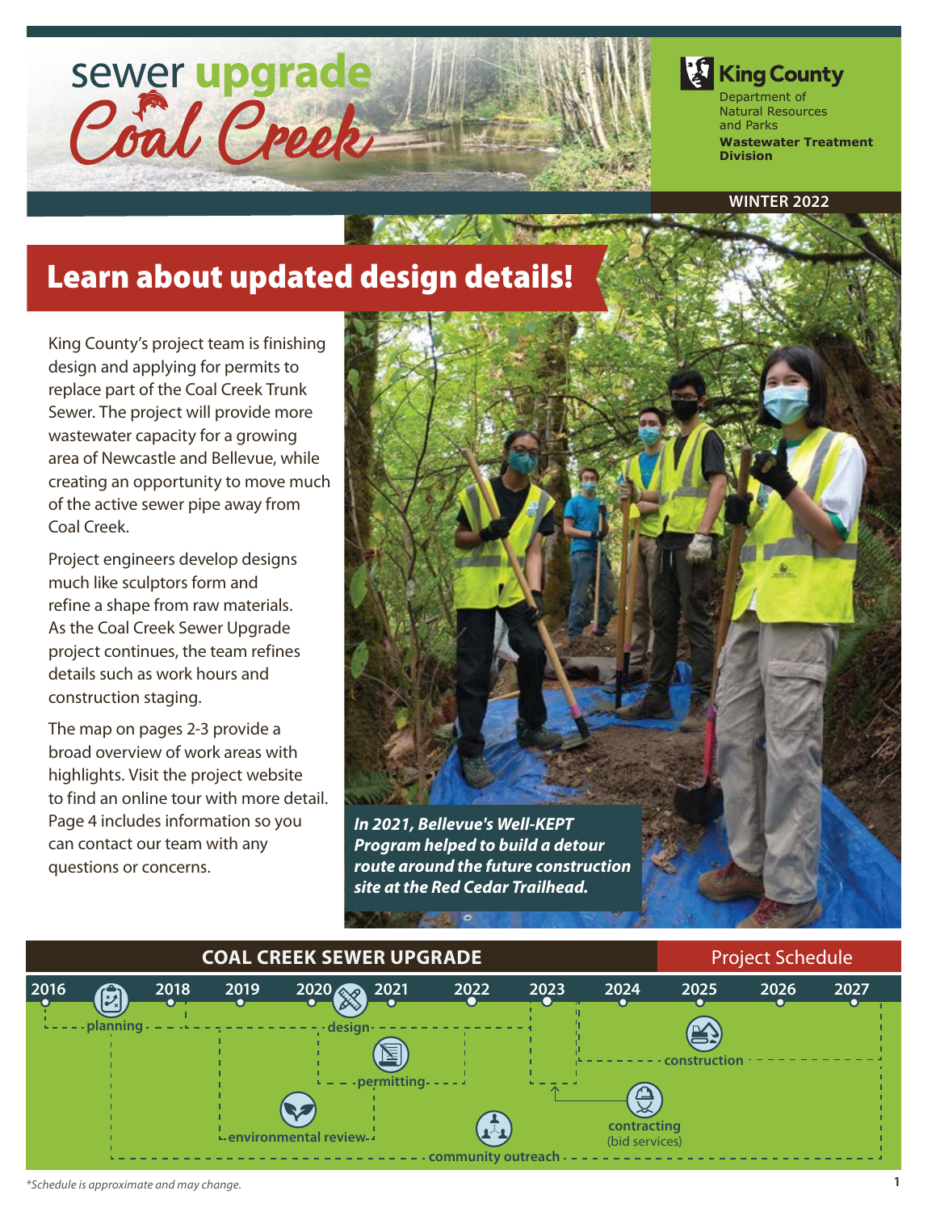# sewer upgrade Coal Creek

King County
Department of Natural Resources and Parks
**Wastewater Treatment Division**

**WINTER 2022**

## Learn about updated design details!

King County's project team is finishing design and applying for permits to replace part of the Coal Creek Trunk Sewer. The project will provide more wastewater capacity for a growing area of Newcastle and Bellevue, while creating an opportunity to move much of the active sewer pipe away from Coal Creek.

Project engineers develop designs much like sculptors form and refine a shape from raw materials. As the Coal Creek Sewer Upgrade project continues, the team refines details such as work hours and construction staging.

The map on pages 2-3 provide a broad overview of work areas with highlights. Visit the project website to find an online tour with more detail. Page 4 includes information so you can contact our team with any questions or concerns.

***In 2021, Bellevue's Well-KEPT Program helped to build a detour route around the future construction site at the Red Cedar Trailhead.***

### COAL CREEK SEWER UPGRADE — Project Schedule

2016 · 2018 · 2019 · 2020 · 2021 · 2022 · 2023 · 2024 · 2025 · 2026 · 2027

- planning
- design
- permitting
- environmental review
- community outreach
- contracting (bid services)
- construction

*Schedule is approximate and may change.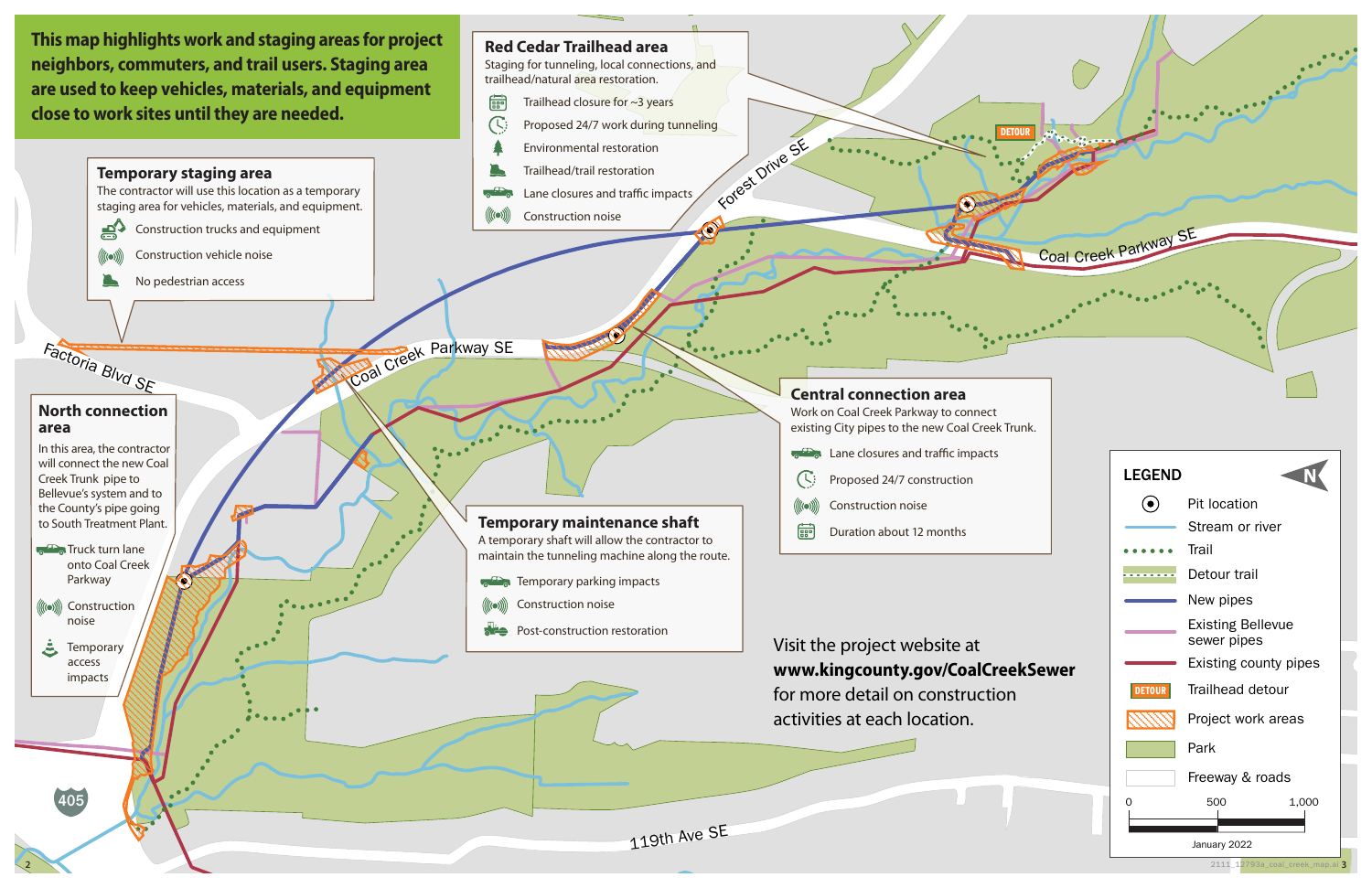**This map highlights work and staging areas for project neighbors, commuters, and trail users. Staging area are used to keep vehicles, materials, and equipment close to work sites until they are needed.**

### Temporary staging area

The contractor will use this location as a temporary staging area for vehicles, materials, and equipment.

- Construction trucks and equipment
- Construction vehicle noise
- No pedestrian access

### Red Cedar Trailhead area

Staging for tunneling, local connections, and trailhead/natural area restoration.

- Trailhead closure for ~3 years
- Proposed 24/7 work during tunneling
- Environmental restoration
- Trailhead/trail restoration
- Lane closures and traffic impacts
- Construction noise

### North connection area

In this area, the contractor will connect the new Coal Creek Trunk pipe to Bellevue's system and to the County's pipe going to South Treatment Plant.

- Truck turn lane onto Coal Creek Parkway
- Construction noise
- Temporary access impacts

### Central connection area

Work on Coal Creek Parkway to connect existing City pipes to the new Coal Creek Trunk.

- Lane closures and traffic impacts
- Proposed 24/7 construction
- Construction noise
- Duration about 12 months

### Temporary maintenance shaft

A temporary shaft will allow the contractor to maintain the tunneling machine along the route.

- Temporary parking impacts
- Construction noise
- Post-construction restoration

Visit the project website at **www.kingcounty.gov/CoalCreekSewer** for more detail on construction activities at each location.

Factoria Blvd SE

Coal Creek Parkway SE

Forest Drive SE

119th Ave SE

405

DETOUR

### LEGEND

- Pit location
- Stream or river
- Trail
- Detour trail
- New pipes
- Existing Bellevue sewer pipes
- Existing county pipes
- Trailhead detour
- Project work areas
- Park
- Freeway & roads

0 500 1,000

January 2022

2111_12793a_coal_creek_map.ai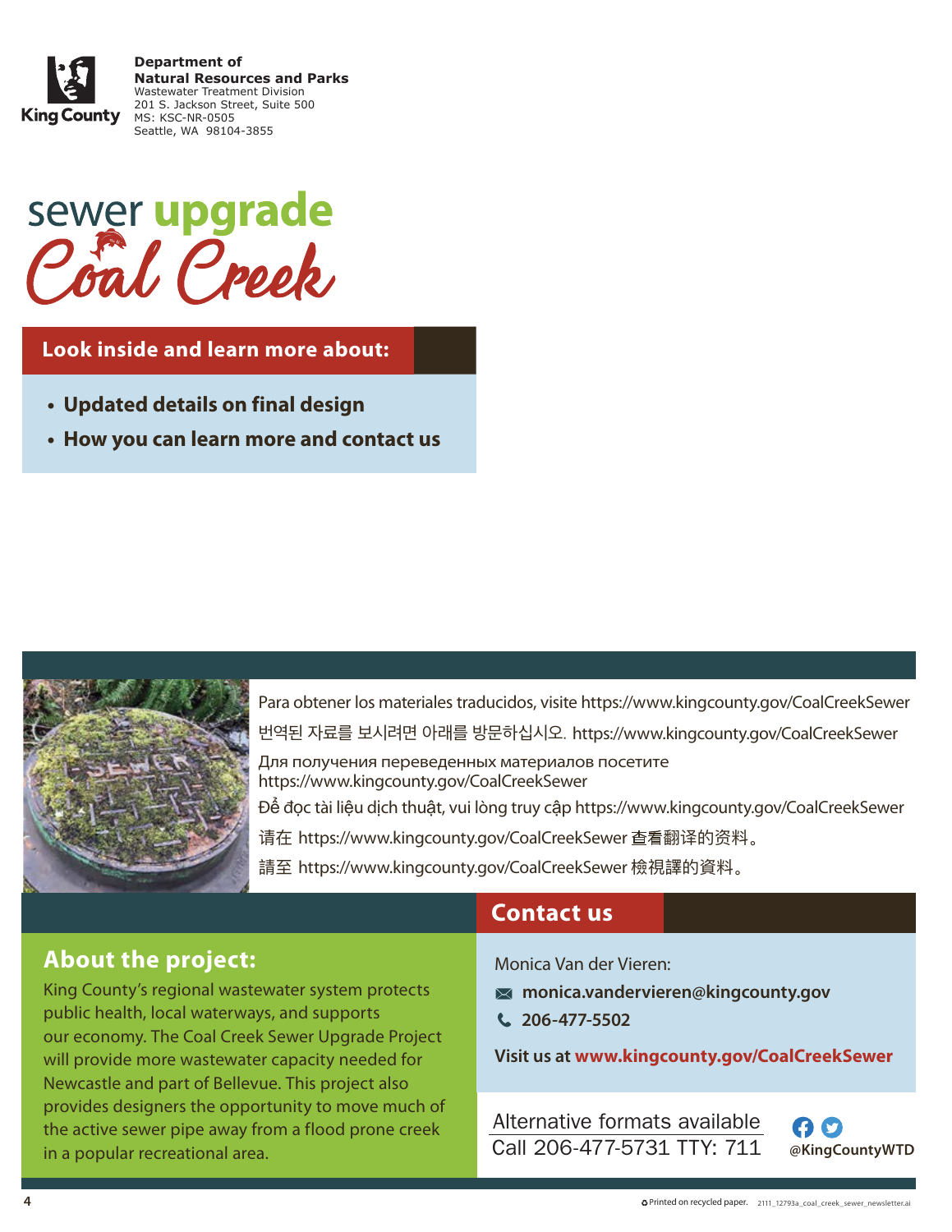**Department of Natural Resources and Parks**
Wastewater Treatment Division
201 S. Jackson Street, Suite 500
MS: KSC-NR-0505
Seattle, WA 98104-3855

# sewer upgrade Coal Creek

## Look inside and learn more about:

- **Updated details on final design**
- **How you can learn more and contact us**

Para obtener los materiales traducidos, visite https://www.kingcounty.gov/CoalCreekSewer

번역된 자료를 보시려면 아래를 방문하십시오. https://www.kingcounty.gov/CoalCreekSewer

Для получения переведенных материалов посетите https://www.kingcounty.gov/CoalCreekSewer

Để đọc tài liệu dịch thuật, vui lòng truy cập https://www.kingcounty.gov/CoalCreekSewer

请在 https://www.kingcounty.gov/CoalCreekSewer 查看翻译的资料。

請至 https://www.kingcounty.gov/CoalCreekSewer 檢視譯的資料。

## About the project:

King County's regional wastewater system protects public health, local waterways, and supports our economy. The Coal Creek Sewer Upgrade Project will provide more wastewater capacity needed for Newcastle and part of Bellevue. This project also provides designers the opportunity to move much of the active sewer pipe away from a flood prone creek in a popular recreational area.

## Contact us

Monica Van der Vieren:

**monica.vandervieren@kingcounty.gov**

**206-477-5502**

**Visit us at www.kingcounty.gov/CoalCreekSewer**

Alternative formats available
Call 206-477-5731 TTY: 711

**@KingCountyWTD**

Printed on recycled paper. 2111_12793a_coal_creek_sewer_newsletter.ai